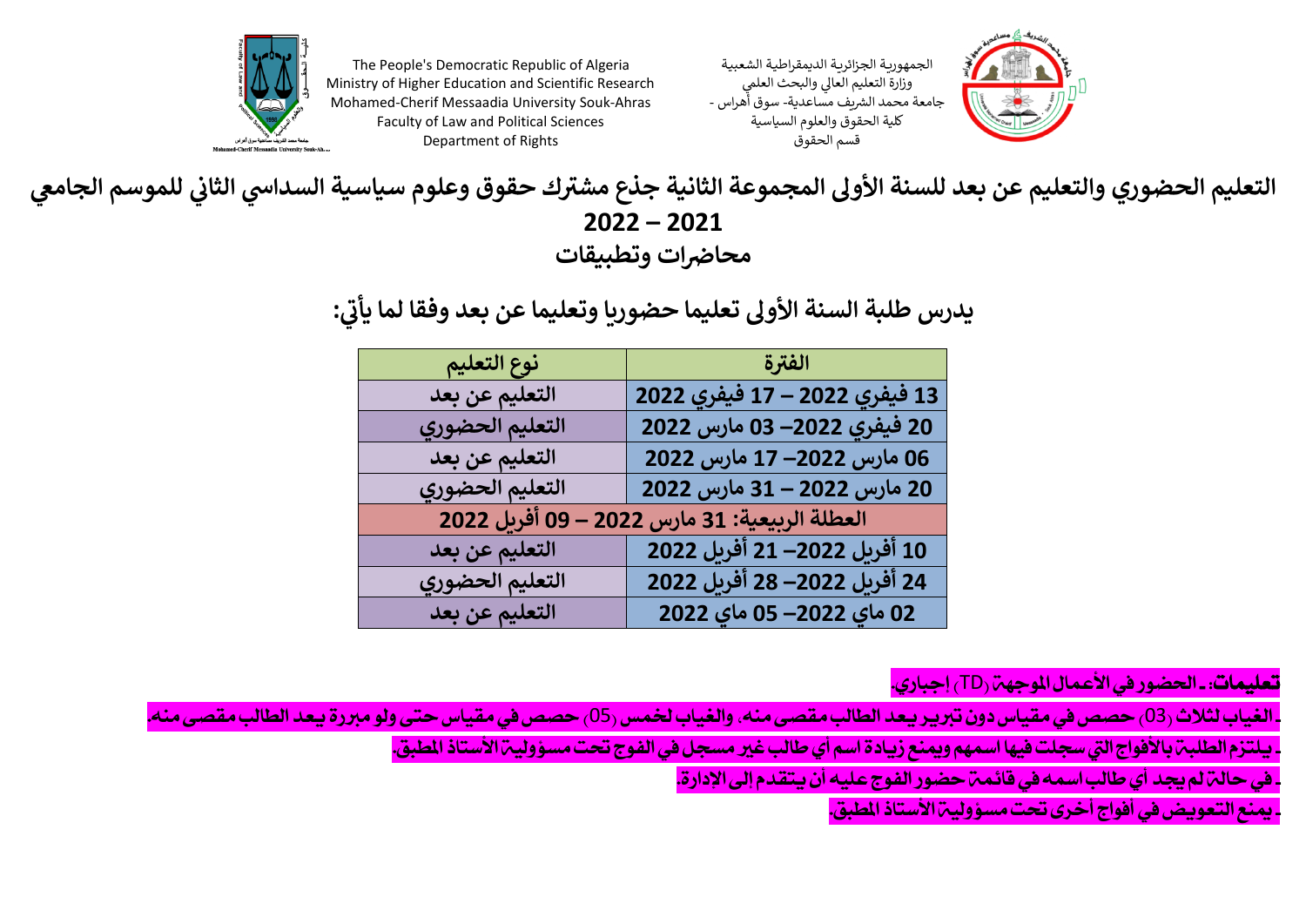The People's Democratic Republic of Algeria
Ministry of Higher Education and Scientific Research
Mohamed-Cherif Messaadia University Souk-Ahras
Faculty of Law and Political Sciences
Department of Rights

الجمهورية الجزائرية الديمقراطية الشعبية
وزارة التعليم العالي والبحث العلمي
جامعة محمد الشريف مساعدية- سوق أهراس -
كلية الحقوق والعلوم السياسية
قسم الحقوق

# التعليم الحضوري والتعليم عن بعد للسنة الأولى المجموعة الثانية جذع مشترك حقوق وعلوم سياسية السداسي الثاني للموسم الجامعي 2021 – 2022

## محاضرات وتطبيقات

### يدرس طلبة السنة الأولى تعليما حضوريا وتعليما عن بعد وفقا لما يأتي:

| الفترة | نوع التعليم |
|---|---|
| 13 فيفري 2022 – 17 فيفري 2022 | التعليم عن بعد |
| 20 فيفري 2022– 03 مارس 2022 | التعليم الحضوري |
| 06 مارس 2022– 17 مارس 2022 | التعليم عن بعد |
| 20 مارس 2022 – 31 مارس 2022 | التعليم الحضوري |
| العطلة الربيعية: 31 مارس 2022 – 09 أفريل 2022 | |
| 10 أفريل 2022– 21 أفريل 2022 | التعليم عن بعد |
| 24 أفريل 2022– 28 أفريل 2022 | التعليم الحضوري |
| 02 ماي 2022– 05 ماي 2022 | التعليم عن بعد |

**تعليمات: ـ الحضور في الأعمال الموجهة (TD) إجباري.**

**ـ الغياب لثلاث (03) حصص في مقياس دون تبرير يعد الطالب مقصى منه، والغياب لخمس (05) حصص في مقياس حتى ولو مبررة يعد الطالب مقصى منه.**

**ـ يلتزم الطلبة بالأفواج التي سجلت فيها اسمهم ويمنع زيادة اسم أي طالب غير مسجل في الفوج تحت مسؤولية الأستاذ المطبق.**

**ـ في حالة لم يجد أي طالب اسمه في قائمة حضور الفوج عليه أن يتقدم إلى الإدارة.**

**ـ يمنع التعويض في أفواج أخرى تحت مسؤولية الأستاذ المطبق.**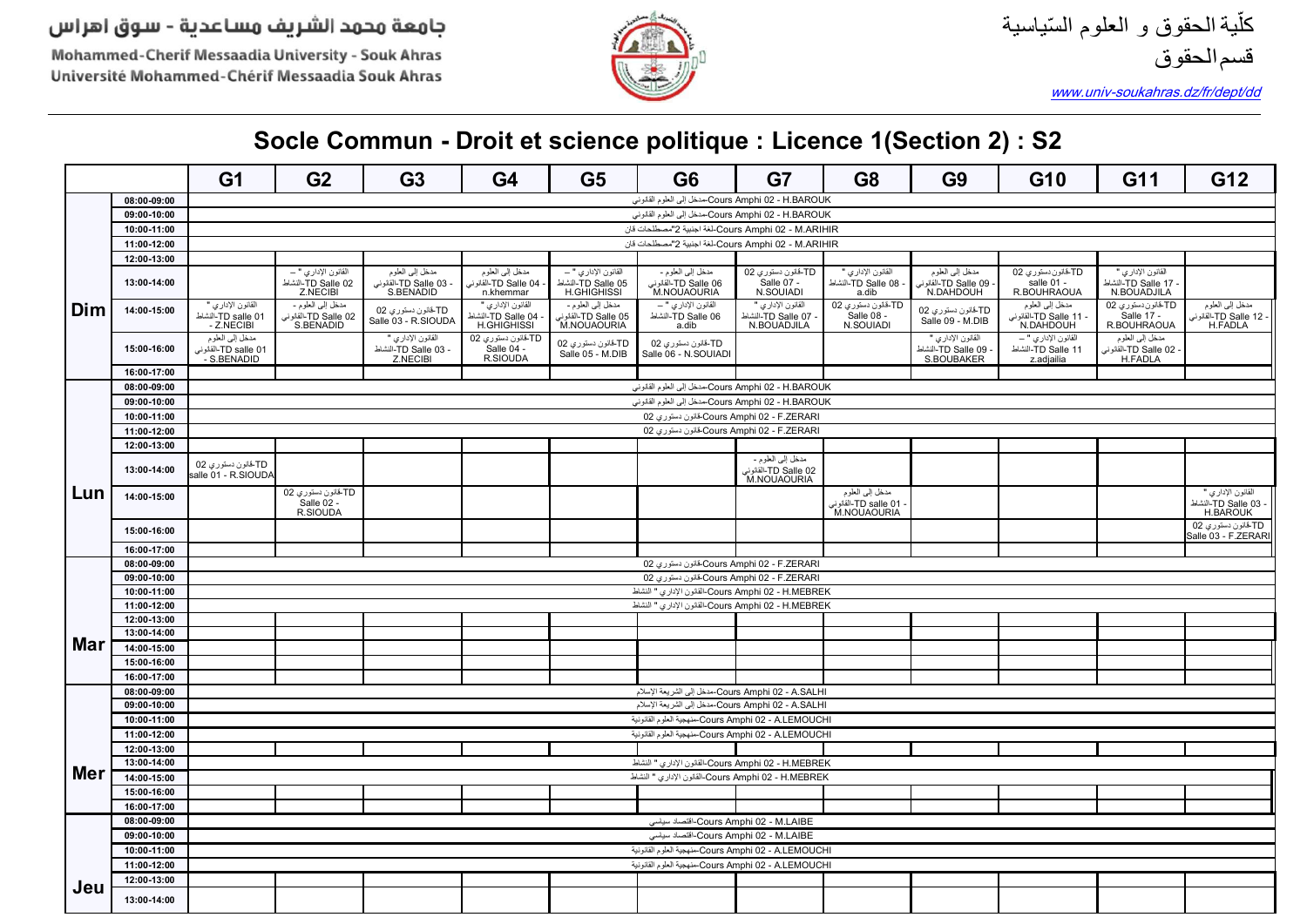جامعة محمد الشريف مساعدية - سوق اهراس

Mohammed-Cherif Messaadia University - Souk Ahras

Université Mohammed-Chérif Messaadia Souk Ahras

كلّية الحقوق و العلوم السّياسية

قسم الحقوق

www.univ-soukahras.dz/fr/dept/dd

# Socle Commun - Droit et science politique : Licence 1(Section 2) : S2

| | | G1 | G2 | G3 | G4 | G5 | G6 | G7 | G8 | G9 | G10 | G11 | G12 |
|---|---|---|---|---|---|---|---|---|---|---|---|---|---|
| **Dim** | 08:00-09:00 | مدخل إلى العلوم القانوني-Cours Amphi 02 - H.BAROUK | | | | | | | | | | | |
| | 09:00-10:00 | مدخل إلى العلوم القانوني-Cours Amphi 02 - H.BAROUK | | | | | | | | | | | |
| | 10:00-11:00 | لغة اجنبية 2"مصطلحات قان-Cours Amphi 02 - M.ARIHIR | | | | | | | | | | | |
| | 11:00-12:00 | لغة اجنبية 2"مصطلحات قان-Cours Amphi 02 - M.ARIHIR | | | | | | | | | | | |
| | 12:00-13:00 | | | | | | | | | | | | |
| | 13:00-14:00 | | القانون الإداري " – النشاط-TD Salle 02 Z.NECIBI | مدخل إلى العلوم القانوني-TD Salle 03 - S.BENADID | مدخل إلى العلوم القانوني-TD Salle 04 - n.khemmar | القانون الإداري " – النشاط-TD Salle 05 H.GHIGHISSI | مدخل إلى العلوم - القانوني-TD Salle 06 M.NOUAOURIA | قانون دستوري 02-TD Salle 07 - N.SOUIADI | القانون الإداري " النشاط-TD Salle 08 - a.dib | مدخل إلى العلوم القانوني-TD Salle 09 - N.DAHDOUH | قانون دستوري 02-TD salle 01 - R.BOUHRAOUA | القانون الإداري " النشاط-TD Salle 17 - N.BOUADJILA | |
| | 14:00-15:00 | القانون الإداري " النشاط-TD salle 01 - Z.NECIBI | مدخل إلى العلوم - القانوني-TD Salle 02 S.BENADID | قانون دستوري 02-TD Salle 03 - R.SIOUDA | القانون الإداري " النشاط-TD Salle 04 - H.GHIGHISSI | مدخل إلى العلوم - القانوني-TD Salle 05 M.NOUAOURIA | القانون الإداري " – النشاط-TD Salle 06 a.dib | القانون الإداري " النشاط-TD Salle 07 - N.BOUADJILA | قانون دستوري 02-TD Salle 08 - N.SOUIADI | قانون دستوري 02-TD Salle 09 - M.DIB | مدخل إلى العلوم القانوني-TD Salle 11 - N.DAHDOUH | قانون دستوري 02-TD Salle 17 - R.BOUHRAOUA | مدخل إلى العلوم القانوني-TD Salle 12 - H.FADLA |
| | 15:00-16:00 | مدخل إلى العلوم القانوني-TD salle 01 - S.BENADID | | القانون الإداري " النشاط-TD Salle 03 - Z.NECIBI | قانون دستوري 02-TD Salle 04 - R.SIOUDA | قانون دستوري 02-TD Salle 05 - M.DIB | قانون دستوري 02-TD Salle 06 - N.SOUIADI | | | القانون الإداري " النشاط-TD Salle 09 - S.BOUBAKER | القانون الإداري " – النشاط-TD Salle 11 z.adjailia | مدخل إلى العلوم القانوني-TD Salle 02 - H.FADLA | |
| | 16:00-17:00 | | | | | | | | | | | | |
| **Lun** | 08:00-09:00 | مدخل إلى العلوم القانوني-Cours Amphi 02 - H.BAROUK | | | | | | | | | | | |
| | 09:00-10:00 | مدخل إلى العلوم القانوني-Cours Amphi 02 - H.BAROUK | | | | | | | | | | | |
| | 10:00-11:00 | قانون دستوري 02-Cours Amphi 02 - F.ZERARI | | | | | | | | | | | |
| | 11:00-12:00 | قانون دستوري 02-Cours Amphi 02 - F.ZERARI | | | | | | | | | | | |
| | 12:00-13:00 | | | | | | | | | | | | |
| | 13:00-14:00 | قانون دستوري 02-TD salle 01 - R.SIOUDA | | | | | | مدخل إلى العلوم - القانوني-TD Salle 02 M.NOUAOURIA | | | | | |
| | 14:00-15:00 | | قانون دستوري 02-TD Salle 02 - R.SIOUDA | | | | | | مدخل إلى العلوم القانوني-TD salle 01 - M.NOUAOURIA | | | | القانون الإداري " النشاط-TD Salle 03 - H.BAROUK |
| | 15:00-16:00 | | | | | | | | | | | | قانون دستوري 02-TD Salle 03 - F.ZERARI |
| | 16:00-17:00 | | | | | | | | | | | | |
| **Mar** | 08:00-09:00 | قانون دستوري 02-Cours Amphi 02 - F.ZERARI | | | | | | | | | | | |
| | 09:00-10:00 | قانون دستوري 02-Cours Amphi 02 - F.ZERARI | | | | | | | | | | | |
| | 10:00-11:00 | القانون الإداري " النشاط-Cours Amphi 02 - H.MEBREK | | | | | | | | | | | |
| | 11:00-12:00 | القانون الإداري " النشاط-Cours Amphi 02 - H.MEBREK | | | | | | | | | | | |
| | 12:00-13:00 | | | | | | | | | | | | |
| | 13:00-14:00 | | | | | | | | | | | | |
| | 14:00-15:00 | | | | | | | | | | | | |
| | 15:00-16:00 | | | | | | | | | | | | |
| | 16:00-17:00 | | | | | | | | | | | | |
| **Mer** | 08:00-09:00 | مدخل إلى الشريعة الاسلام-Cours Amphi 02 - A.SALHI | | | | | | | | | | | |
| | 09:00-10:00 | مدخل إلى الشريعة الاسلام-Cours Amphi 02 - A.SALHI | | | | | | | | | | | |
| | 10:00-11:00 | منهجية العلوم القانونية-Cours Amphi 02 - A.LEMOUCHI | | | | | | | | | | | |
| | 11:00-12:00 | منهجية العلوم القانونية-Cours Amphi 02 - A.LEMOUCHI | | | | | | | | | | | |
| | 12:00-13:00 | | | | | | | | | | | | |
| | 13:00-14:00 | القانون الإداري " النشاط-Cours Amphi 02 - H.MEBREK | | | | | | | | | | | |
| | 14:00-15:00 | القانون الإداري " النشاط-Cours Amphi 02 - H.MEBREK | | | | | | | | | | | |
| | 15:00-16:00 | | | | | | | | | | | | |
| | 16:00-17:00 | | | | | | | | | | | | |
| **Jeu** | 08:00-09:00 | اقتصاد سياسي-Cours Amphi 02 - M.LAIBE | | | | | | | | | | | |
| | 09:00-10:00 | اقتصاد سياسي-Cours Amphi 02 - M.LAIBE | | | | | | | | | | | |
| | 10:00-11:00 | منهجية العلوم القانونية-Cours Amphi 02 - A.LEMOUCHI | | | | | | | | | | | |
| | 11:00-12:00 | منهجية العلوم القانونية-Cours Amphi 02 - A.LEMOUCHI | | | | | | | | | | | |
| | 12:00-13:00 | | | | | | | | | | | | |
| | 13:00-14:00 | | | | | | | | | | | | |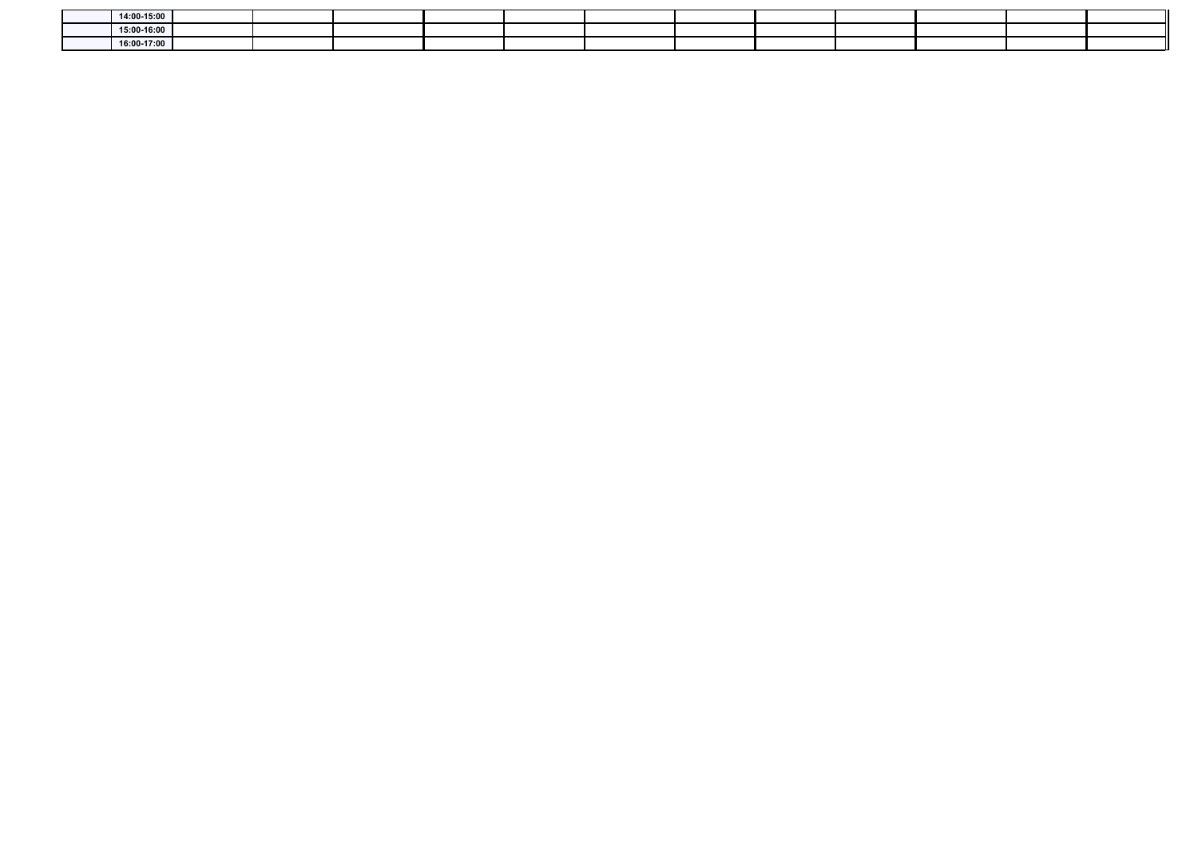| | | | | | | | | | | | | | |
|---|---|---|---|---|---|---|---|---|---|---|---|---|---|
| | 14:00-15:00 | | | | | | | | | | | | |
| | 15:00-16:00 | | | | | | | | | | | | |
| | 16:00-17:00 | | | | | | | | | | | | |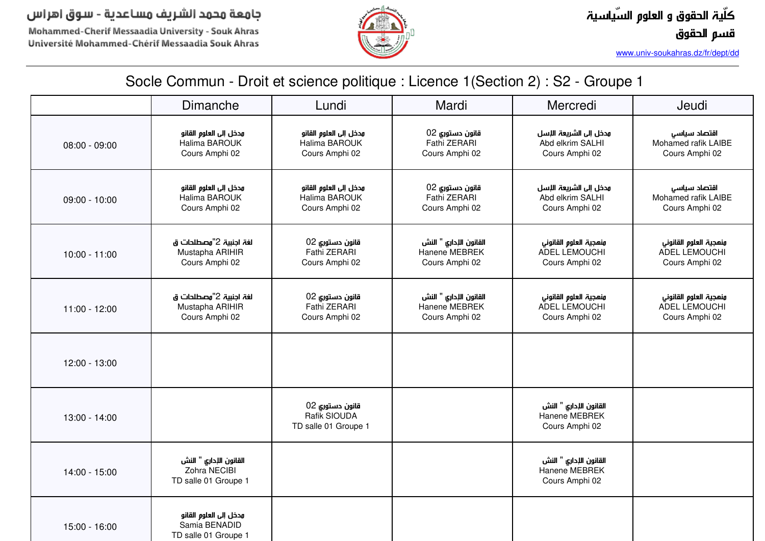جامعة محمد الشريف مساعدية - سوق اهراس
Mohammed-Cherif Messaadia University - Souk Ahras
Université Mohammed-Chérif Messaadia Souk Ahras

كلّية الحقوق و العلوم السّياسية
قسم الحقوق
www.univ-soukahras.dz/fr/dept/dd

## Socle Commun - Droit et science politique : Licence 1(Section 2) : S2 - Groupe 1

| | Dimanche | Lundi | Mardi | Mercredi | Jeudi |
|---|---|---|---|---|---|
| 08:00 - 09:00 | مدخل إلى العلوم القانو Halima BAROUK Cours Amphi 02 | مدخل إلى العلوم القانو Halima BAROUK Cours Amphi 02 | قانون دستوري 02 Fathi ZERARI Cours Amphi 02 | مدخل إلى الشريعة الإسل Abd elkrim SALHI Cours Amphi 02 | اقتصاد سياسي Mohamed rafik LAIBE Cours Amphi 02 |
| 09:00 - 10:00 | مدخل إلى العلوم القانو Halima BAROUK Cours Amphi 02 | مدخل إلى العلوم القانو Halima BAROUK Cours Amphi 02 | قانون دستوري 02 Fathi ZERARI Cours Amphi 02 | مدخل إلى الشريعة الإسل Abd elkrim SALHI Cours Amphi 02 | اقتصاد سياسي Mohamed rafik LAIBE Cours Amphi 02 |
| 10:00 - 11:00 | لغة اجنبية 2"مصطلحات ق Mustapha ARIHIR Cours Amphi 02 | قانون دستوري 02 Fathi ZERARI Cours Amphi 02 | القانون الإداري " النش Hanene MEBREK Cours Amphi 02 | منهجية العلوم القانوني ADEL LEMOUCHI Cours Amphi 02 | منهجية العلوم القانوني ADEL LEMOUCHI Cours Amphi 02 |
| 11:00 - 12:00 | لغة اجنبية 2"مصطلحات ق Mustapha ARIHIR Cours Amphi 02 | قانون دستوري 02 Fathi ZERARI Cours Amphi 02 | القانون الإداري " النش Hanene MEBREK Cours Amphi 02 | منهجية العلوم القانوني ADEL LEMOUCHI Cours Amphi 02 | منهجية العلوم القانوني ADEL LEMOUCHI Cours Amphi 02 |
| 12:00 - 13:00 | | | | | |
| 13:00 - 14:00 | | قانون دستوري 02 Rafik SIOUDA TD salle 01 Groupe 1 | | القانون الإداري " النش Hanene MEBREK Cours Amphi 02 | |
| 14:00 - 15:00 | القانون الإداري " النش Zohra NECIBI TD salle 01 Groupe 1 | | | القانون الإداري " النش Hanene MEBREK Cours Amphi 02 | |
| 15:00 - 16:00 | مدخل إلى العلوم القانو Samia BENADID TD salle 01 Groupe 1 | | | | |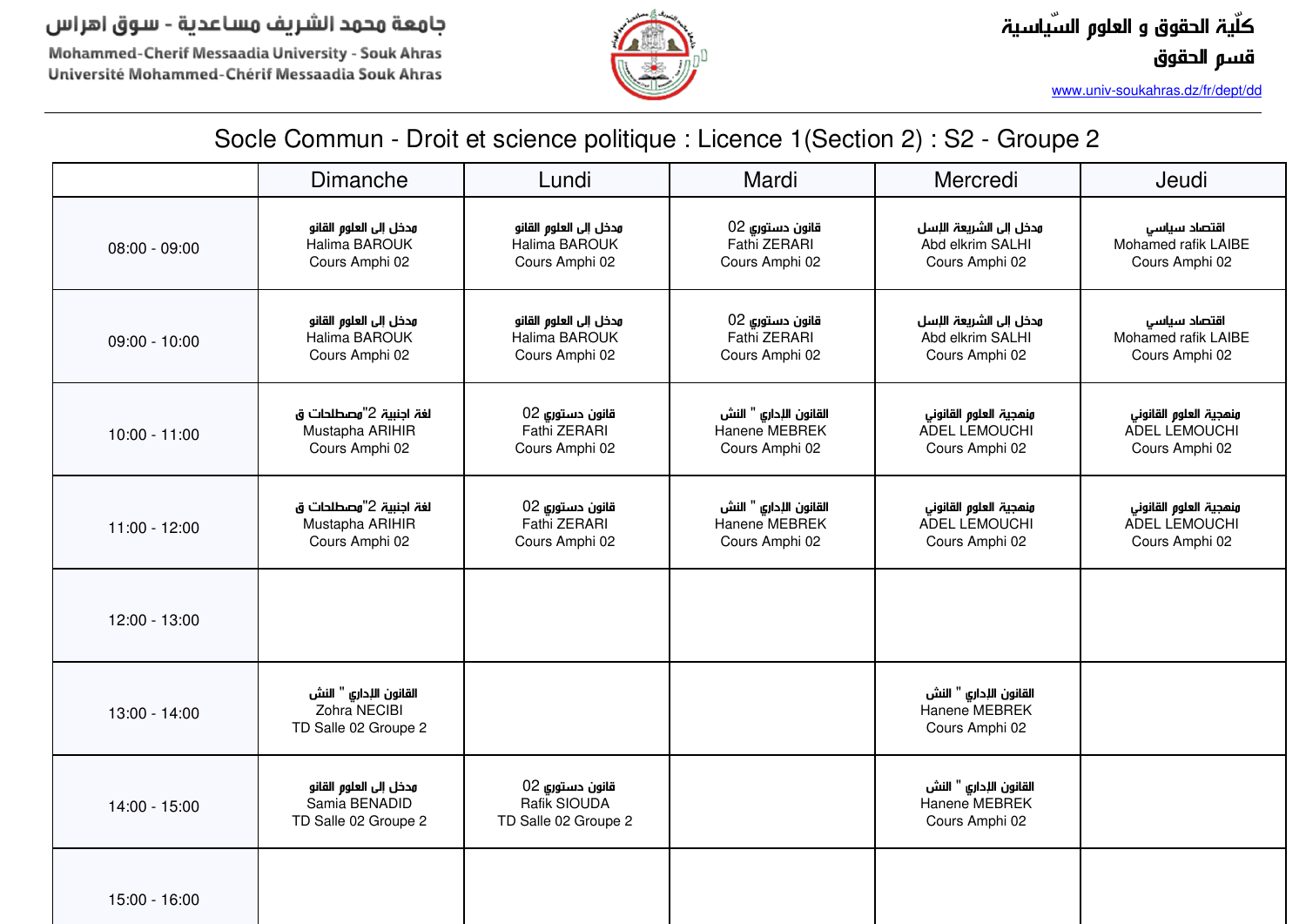جامعة محمد الشريف مساعدية - سوق اهراس

Mohammed-Cherif Messaadia University - Souk Ahras

Université Mohammed-Chérif Messaadia Souk Ahras

كلّية الحقوق و العلوم السّياسية

قسم الحقوق

www.univ-soukahras.dz/fr/dept/dd

# Socle Commun - Droit et science politique : Licence 1(Section 2) : S2 - Groupe 2

| | Dimanche | Lundi | Mardi | Mercredi | Jeudi |
|---|---|---|---|---|---|
| 08:00 - 09:00 | مدخل إلى العلوم القانو<br>Halima BAROUK<br>Cours Amphi 02 | مدخل إلى العلوم القانو<br>Halima BAROUK<br>Cours Amphi 02 | قانون دستوري 02<br>Fathi ZERARI<br>Cours Amphi 02 | مدخل إلى الشريعة الإسل<br>Abd elkrim SALHI<br>Cours Amphi 02 | اقتصاد سياسي<br>Mohamed rafik LAIBE<br>Cours Amphi 02 |
| 09:00 - 10:00 | مدخل إلى العلوم القانو<br>Halima BAROUK<br>Cours Amphi 02 | مدخل إلى العلوم القانو<br>Halima BAROUK<br>Cours Amphi 02 | قانون دستوري 02<br>Fathi ZERARI<br>Cours Amphi 02 | مدخل إلى الشريعة الإسل<br>Abd elkrim SALHI<br>Cours Amphi 02 | اقتصاد سياسي<br>Mohamed rafik LAIBE<br>Cours Amphi 02 |
| 10:00 - 11:00 | لغة اجنبية 2"مصطلحات ق<br>Mustapha ARIHIR<br>Cours Amphi 02 | قانون دستوري 02<br>Fathi ZERARI<br>Cours Amphi 02 | القانون الإداري " النش<br>Hanene MEBREK<br>Cours Amphi 02 | منهجية العلوم القانوني<br>ADEL LEMOUCHI<br>Cours Amphi 02 | منهجية العلوم القانوني<br>ADEL LEMOUCHI<br>Cours Amphi 02 |
| 11:00 - 12:00 | لغة اجنبية 2"مصطلحات ق<br>Mustapha ARIHIR<br>Cours Amphi 02 | قانون دستوري 02<br>Fathi ZERARI<br>Cours Amphi 02 | القانون الإداري " النش<br>Hanene MEBREK<br>Cours Amphi 02 | منهجية العلوم القانوني<br>ADEL LEMOUCHI<br>Cours Amphi 02 | منهجية العلوم القانوني<br>ADEL LEMOUCHI<br>Cours Amphi 02 |
| 12:00 - 13:00 | | | | | |
| 13:00 - 14:00 | القانون الإداري " النش<br>Zohra NECIBI<br>TD Salle 02 Groupe 2 | | | القانون الإداري " النش<br>Hanene MEBREK<br>Cours Amphi 02 | |
| 14:00 - 15:00 | مدخل إلى العلوم القانو<br>Samia BENADID<br>TD Salle 02 Groupe 2 | قانون دستوري 02<br>Rafik SIOUDA<br>TD Salle 02 Groupe 2 | | القانون الإداري " النش<br>Hanene MEBREK<br>Cours Amphi 02 | |
| 15:00 - 16:00 | | | | | |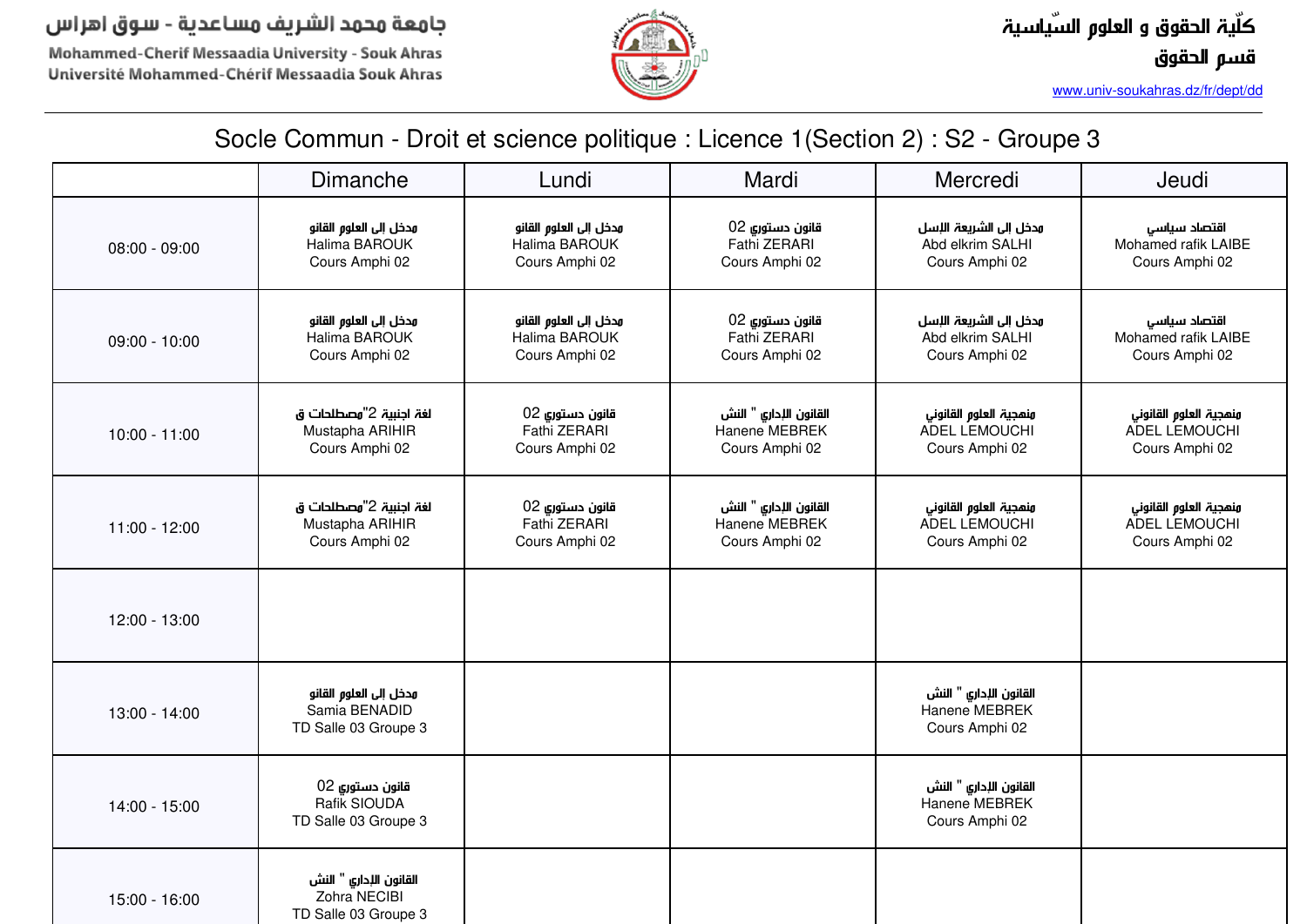جامعة محمد الشريف مساعدية - سوق اهراس
Mohammed-Cherif Messaadia University - Souk Ahras
Université Mohammed-Chérif Messaadia Souk Ahras

كلّية الحقوق و العلوم السّياسية
قسم الحقوق
www.univ-soukahras.dz/fr/dept/dd

# Socle Commun - Droit et science politique : Licence 1(Section 2) : S2 - Groupe 3

| | Dimanche | Lundi | Mardi | Mercredi | Jeudi |
|---|---|---|---|---|---|
| 08:00 - 09:00 | مدخل إلى العلوم القانو<br>Halima BAROUK<br>Cours Amphi 02 | مدخل إلى العلوم القانو<br>Halima BAROUK<br>Cours Amphi 02 | قانون دستوري 02<br>Fathi ZERARI<br>Cours Amphi 02 | مدخل إلى الشريعة الإسل<br>Abd elkrim SALHI<br>Cours Amphi 02 | اقتصاد سياسي<br>Mohamed rafik LAIBE<br>Cours Amphi 02 |
| 09:00 - 10:00 | مدخل إلى العلوم القانو<br>Halima BAROUK<br>Cours Amphi 02 | مدخل إلى العلوم القانو<br>Halima BAROUK<br>Cours Amphi 02 | قانون دستوري 02<br>Fathi ZERARI<br>Cours Amphi 02 | مدخل إلى الشريعة الإسل<br>Abd elkrim SALHI<br>Cours Amphi 02 | اقتصاد سياسي<br>Mohamed rafik LAIBE<br>Cours Amphi 02 |
| 10:00 - 11:00 | لغة اجنبية 2"مصطلحات ق<br>Mustapha ARIHIR<br>Cours Amphi 02 | قانون دستوري 02<br>Fathi ZERARI<br>Cours Amphi 02 | القانون الإداري " النش<br>Hanene MEBREK<br>Cours Amphi 02 | منهجية العلوم القانوني<br>ADEL LEMOUCHI<br>Cours Amphi 02 | منهجية العلوم القانوني<br>ADEL LEMOUCHI<br>Cours Amphi 02 |
| 11:00 - 12:00 | لغة اجنبية 2"مصطلحات ق<br>Mustapha ARIHIR<br>Cours Amphi 02 | قانون دستوري 02<br>Fathi ZERARI<br>Cours Amphi 02 | القانون الإداري " النش<br>Hanene MEBREK<br>Cours Amphi 02 | منهجية العلوم القانوني<br>ADEL LEMOUCHI<br>Cours Amphi 02 | منهجية العلوم القانوني<br>ADEL LEMOUCHI<br>Cours Amphi 02 |
| 12:00 - 13:00 | | | | | |
| 13:00 - 14:00 | مدخل إلى العلوم القانو<br>Samia BENADID<br>TD Salle 03 Groupe 3 | | | القانون الإداري " النش<br>Hanene MEBREK<br>Cours Amphi 02 | |
| 14:00 - 15:00 | قانون دستوري 02<br>Rafik SIOUDA<br>TD Salle 03 Groupe 3 | | | القانون الإداري " النش<br>Hanene MEBREK<br>Cours Amphi 02 | |
| 15:00 - 16:00 | القانون الإداري " النش<br>Zohra NECIBI<br>TD Salle 03 Groupe 3 | | | | |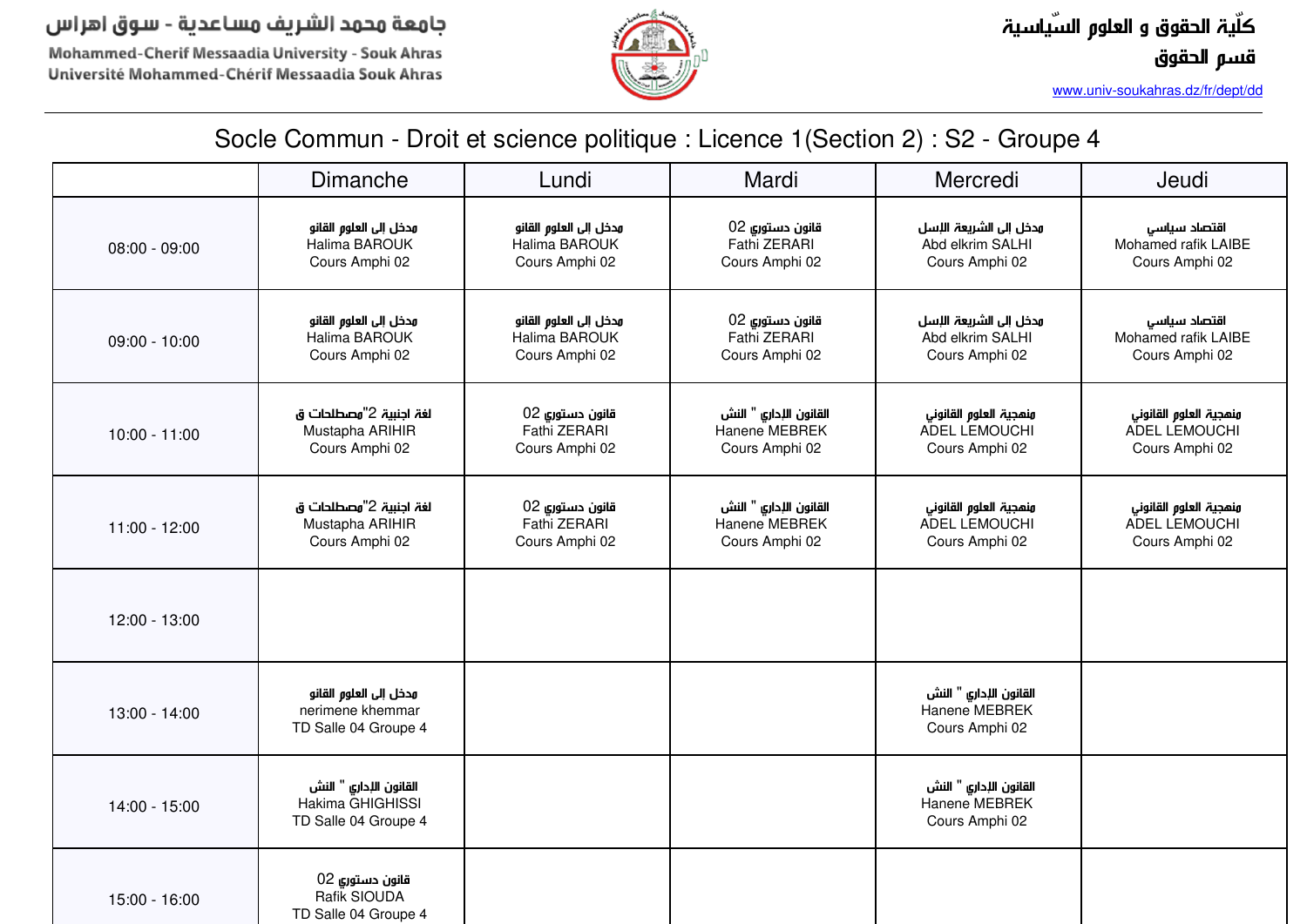جامعة محمد الشريف مساعدية - سوق اهراس

Mohammed-Cherif Messaadia University - Souk Ahras

Université Mohammed-Chérif Messaadia Souk Ahras

كلّية الحقوق و العلوم السّياسية

قسم الحقوق

www.univ-soukahras.dz/fr/dept/dd

# Socle Commun - Droit et science politique : Licence 1(Section 2) : S2 - Groupe 4

| | Dimanche | Lundi | Mardi | Mercredi | Jeudi |
|---|---|---|---|---|---|
| 08:00 - 09:00 | مدخل إلى العلوم القانو<br>Halima BAROUK<br>Cours Amphi 02 | مدخل إلى العلوم القانو<br>Halima BAROUK<br>Cours Amphi 02 | قانون دستوري 02<br>Fathi ZERARI<br>Cours Amphi 02 | مدخل إلى الشريعة الإسل<br>Abd elkrim SALHI<br>Cours Amphi 02 | اقتصاد سياسي<br>Mohamed rafik LAIBE<br>Cours Amphi 02 |
| 09:00 - 10:00 | مدخل إلى العلوم القانو<br>Halima BAROUK<br>Cours Amphi 02 | مدخل إلى العلوم القانو<br>Halima BAROUK<br>Cours Amphi 02 | قانون دستوري 02<br>Fathi ZERARI<br>Cours Amphi 02 | مدخل إلى الشريعة الإسل<br>Abd elkrim SALHI<br>Cours Amphi 02 | اقتصاد سياسي<br>Mohamed rafik LAIBE<br>Cours Amphi 02 |
| 10:00 - 11:00 | لغة اجنبية 2"مصطلحات ق<br>Mustapha ARIHIR<br>Cours Amphi 02 | قانون دستوري 02<br>Fathi ZERARI<br>Cours Amphi 02 | القانون الإداري " النش<br>Hanene MEBREK<br>Cours Amphi 02 | منهجية العلوم القانوني<br>ADEL LEMOUCHI<br>Cours Amphi 02 | منهجية العلوم القانوني<br>ADEL LEMOUCHI<br>Cours Amphi 02 |
| 11:00 - 12:00 | لغة اجنبية 2"مصطلحات ق<br>Mustapha ARIHIR<br>Cours Amphi 02 | قانون دستوري 02<br>Fathi ZERARI<br>Cours Amphi 02 | القانون الإداري " النش<br>Hanene MEBREK<br>Cours Amphi 02 | منهجية العلوم القانوني<br>ADEL LEMOUCHI<br>Cours Amphi 02 | منهجية العلوم القانوني<br>ADEL LEMOUCHI<br>Cours Amphi 02 |
| 12:00 - 13:00 | | | | | |
| 13:00 - 14:00 | مدخل إلى العلوم القانو<br>nerimene khemmar<br>TD Salle 04 Groupe 4 | | | القانون الإداري " النش<br>Hanene MEBREK<br>Cours Amphi 02 | |
| 14:00 - 15:00 | القانون الإداري " النش<br>Hakima GHIGHISSI<br>TD Salle 04 Groupe 4 | | | القانون الإداري " النش<br>Hanene MEBREK<br>Cours Amphi 02 | |
| 15:00 - 16:00 | قانون دستوري 02<br>Rafik SIOUDA<br>TD Salle 04 Groupe 4 | | | | |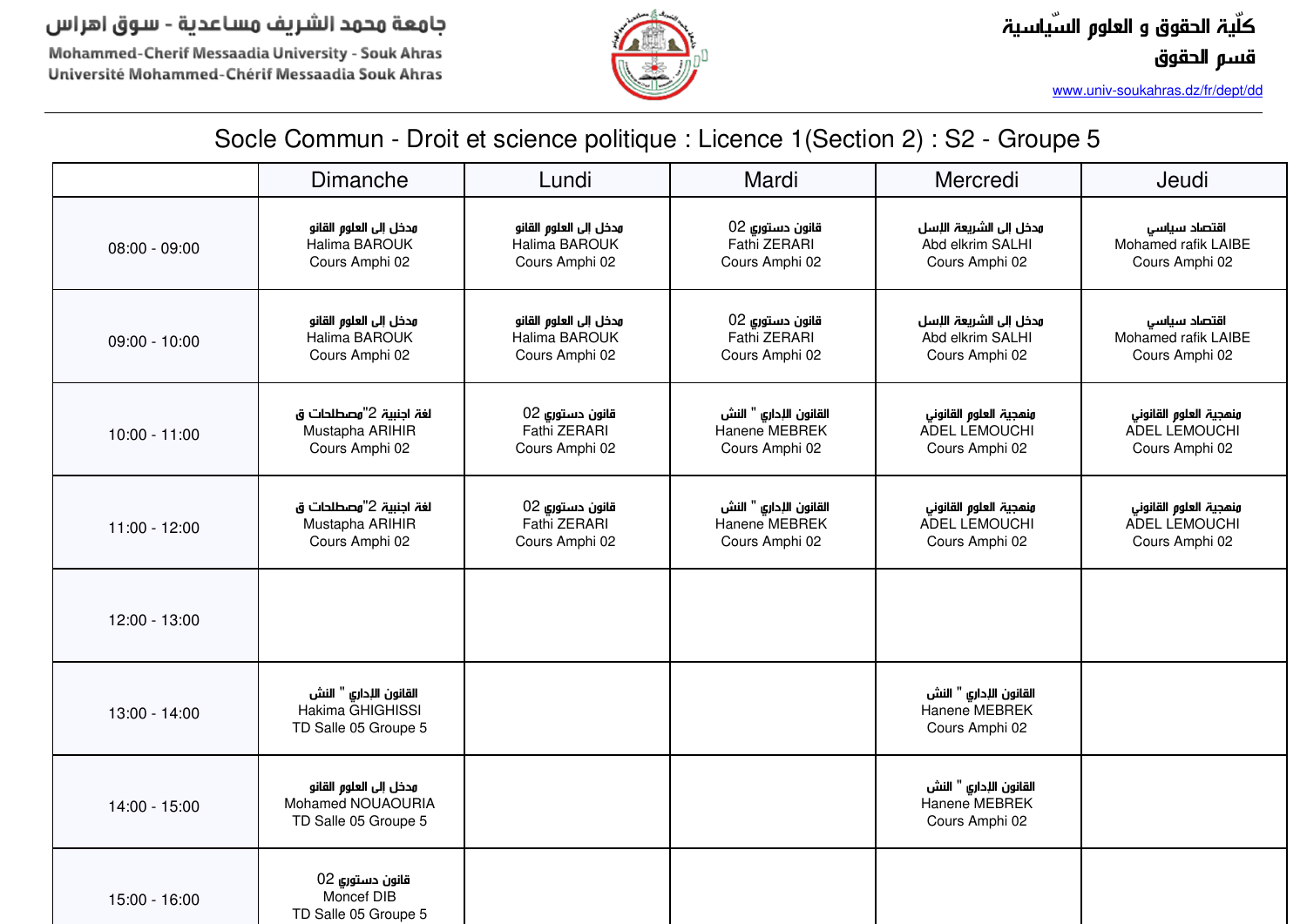جامعة محمد الشريف مساعدية - سوق اهراس

Mohammed-Cherif Messaadia University - Souk Ahras

Université Mohammed-Chérif Messaadia Souk Ahras

كلّية الحقوق و العلوم السّياسية

قسم الحقوق

www.univ-soukahras.dz/fr/dept/dd

# Socle Commun - Droit et science politique : Licence 1(Section 2) : S2 - Groupe 5

| | Dimanche | Lundi | Mardi | Mercredi | Jeudi |
|---|---|---|---|---|---|
| 08:00 - 09:00 | مدخل إلى العلوم القانو Halima BAROUK Cours Amphi 02 | مدخل إلى العلوم القانو Halima BAROUK Cours Amphi 02 | قانون دستوري 02 Fathi ZERARI Cours Amphi 02 | مدخل إلى الشريعة الإسل Abd elkrim SALHI Cours Amphi 02 | اقتصاد سياسي Mohamed rafik LAIBE Cours Amphi 02 |
| 09:00 - 10:00 | مدخل إلى العلوم القانو Halima BAROUK Cours Amphi 02 | مدخل إلى العلوم القانو Halima BAROUK Cours Amphi 02 | قانون دستوري 02 Fathi ZERARI Cours Amphi 02 | مدخل إلى الشريعة الإسل Abd elkrim SALHI Cours Amphi 02 | اقتصاد سياسي Mohamed rafik LAIBE Cours Amphi 02 |
| 10:00 - 11:00 | لغة اجنبية 2"مصطلحات ق Mustapha ARIHIR Cours Amphi 02 | قانون دستوري 02 Fathi ZERARI Cours Amphi 02 | القانون الإداري " النش Hanene MEBREK Cours Amphi 02 | منهجية العلوم القانوني ADEL LEMOUCHI Cours Amphi 02 | منهجية العلوم القانوني ADEL LEMOUCHI Cours Amphi 02 |
| 11:00 - 12:00 | لغة اجنبية 2"مصطلحات ق Mustapha ARIHIR Cours Amphi 02 | قانون دستوري 02 Fathi ZERARI Cours Amphi 02 | القانون الإداري " النش Hanene MEBREK Cours Amphi 02 | منهجية العلوم القانوني ADEL LEMOUCHI Cours Amphi 02 | منهجية العلوم القانوني ADEL LEMOUCHI Cours Amphi 02 |
| 12:00 - 13:00 | | | | | |
| 13:00 - 14:00 | القانون الإداري " النش Hakima GHIGHISSI TD Salle 05 Groupe 5 | | | القانون الإداري " النش Hanene MEBREK Cours Amphi 02 | |
| 14:00 - 15:00 | مدخل إلى العلوم القانو Mohamed NOUAOURIA TD Salle 05 Groupe 5 | | | القانون الإداري " النش Hanene MEBREK Cours Amphi 02 | |
| 15:00 - 16:00 | قانون دستوري 02 Moncef DIB TD Salle 05 Groupe 5 | | | | |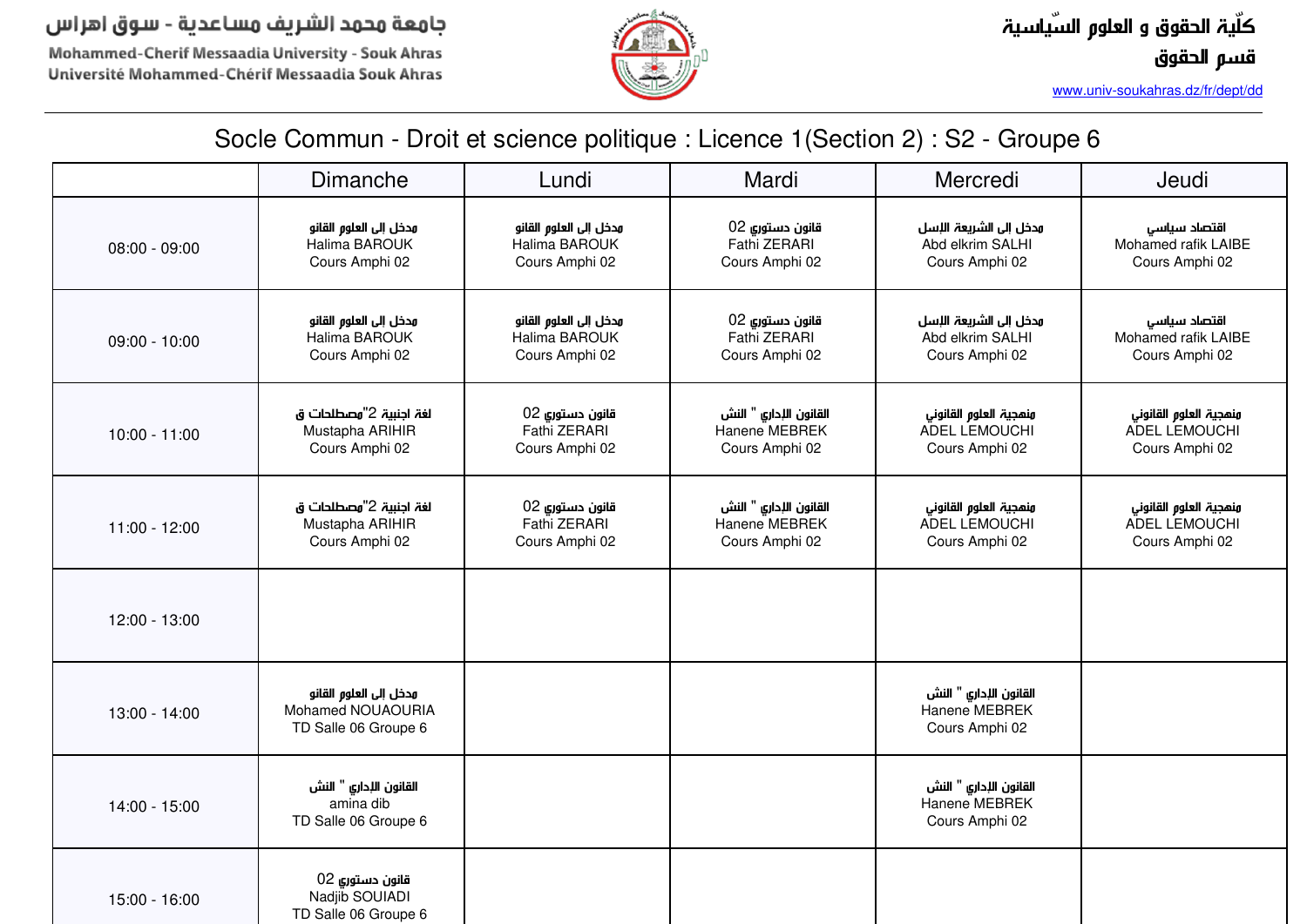جامعة محمد الشريف مساعدية - سوق اهراس

Mohammed-Cherif Messaadia University - Souk Ahras

Université Mohammed-Chérif Messaadia Souk Ahras

كلّية الحقوق و العلوم السّياسية

قسم الحقوق

www.univ-soukahras.dz/fr/dept/dd

# Socle Commun - Droit et science politique : Licence 1(Section 2) : S2 - Groupe 6

| | Dimanche | Lundi | Mardi | Mercredi | Jeudi |
|---|---|---|---|---|---|
| 08:00 - 09:00 | مدخل إلى العلوم القانو<br>Halima BAROUK<br>Cours Amphi 02 | مدخل إلى العلوم القانو<br>Halima BAROUK<br>Cours Amphi 02 | قانون دستوري 02<br>Fathi ZERARI<br>Cours Amphi 02 | مدخل إلى الشريعة الإسل<br>Abd elkrim SALHI<br>Cours Amphi 02 | اقتصاد سياسي<br>Mohamed rafik LAIBE<br>Cours Amphi 02 |
| 09:00 - 10:00 | مدخل إلى العلوم القانو<br>Halima BAROUK<br>Cours Amphi 02 | مدخل إلى العلوم القانو<br>Halima BAROUK<br>Cours Amphi 02 | قانون دستوري 02<br>Fathi ZERARI<br>Cours Amphi 02 | مدخل إلى الشريعة الإسل<br>Abd elkrim SALHI<br>Cours Amphi 02 | اقتصاد سياسي<br>Mohamed rafik LAIBE<br>Cours Amphi 02 |
| 10:00 - 11:00 | لغة اجنبية 2"مصطلحات ق<br>Mustapha ARIHIR<br>Cours Amphi 02 | قانون دستوري 02<br>Fathi ZERARI<br>Cours Amphi 02 | القانون الإداري " النش<br>Hanene MEBREK<br>Cours Amphi 02 | منهجية العلوم القانوني<br>ADEL LEMOUCHI<br>Cours Amphi 02 | منهجية العلوم القانوني<br>ADEL LEMOUCHI<br>Cours Amphi 02 |
| 11:00 - 12:00 | لغة اجنبية 2"مصطلحات ق<br>Mustapha ARIHIR<br>Cours Amphi 02 | قانون دستوري 02<br>Fathi ZERARI<br>Cours Amphi 02 | القانون الإداري " النش<br>Hanene MEBREK<br>Cours Amphi 02 | منهجية العلوم القانوني<br>ADEL LEMOUCHI<br>Cours Amphi 02 | منهجية العلوم القانوني<br>ADEL LEMOUCHI<br>Cours Amphi 02 |
| 12:00 - 13:00 | | | | | |
| 13:00 - 14:00 | مدخل إلى العلوم القانو<br>Mohamed NOUAOURIA<br>TD Salle 06 Groupe 6 | | | القانون الإداري " النش<br>Hanene MEBREK<br>Cours Amphi 02 | |
| 14:00 - 15:00 | القانون الإداري " النش<br>amina dib<br>TD Salle 06 Groupe 6 | | | القانون الإداري " النش<br>Hanene MEBREK<br>Cours Amphi 02 | |
| 15:00 - 16:00 | قانون دستوري 02<br>Nadjib SOUIADI<br>TD Salle 06 Groupe 6 | | | | |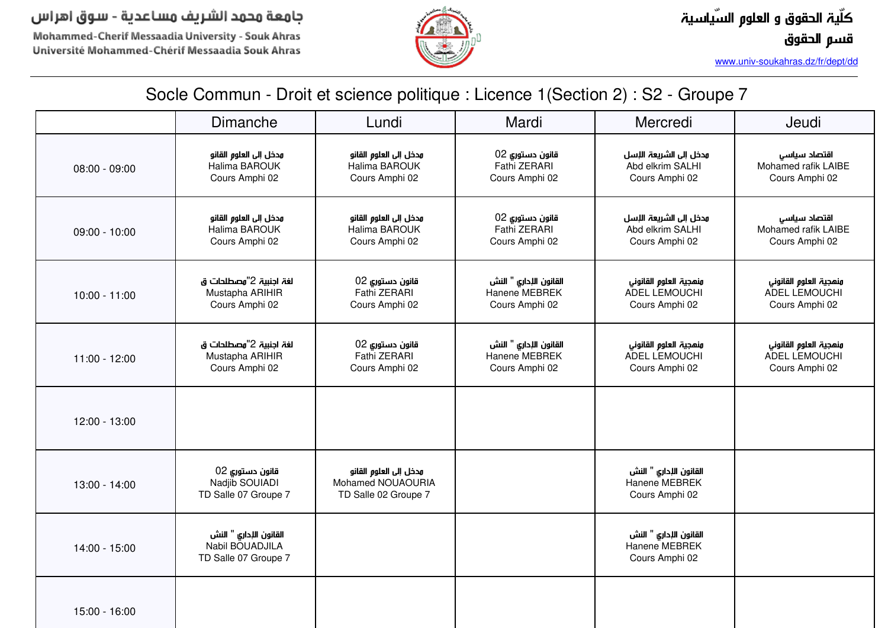جامعة محمد الشريف مساعدية - سوق اهراس

Mohammed-Cherif Messaadia University - Souk Ahras

Université Mohammed-Chérif Messaadia Souk Ahras

كلّية الحقوق و العلوم السّياسية

قسم الحقوق

www.univ-soukahras.dz/fr/dept/dd

# Socle Commun - Droit et science politique : Licence 1(Section 2) : S2 - Groupe 7

| | Dimanche | Lundi | Mardi | Mercredi | Jeudi |
|---|---|---|---|---|---|
| 08:00 - 09:00 | مدخل إلى العلوم القانو<br>Halima BAROUK<br>Cours Amphi 02 | مدخل إلى العلوم القانو<br>Halima BAROUK<br>Cours Amphi 02 | قانون دستوري 02<br>Fathi ZERARI<br>Cours Amphi 02 | مدخل إلى الشريعة الإسل<br>Abd elkrim SALHI<br>Cours Amphi 02 | اقتصاد سياسي<br>Mohamed rafik LAIBE<br>Cours Amphi 02 |
| 09:00 - 10:00 | مدخل إلى العلوم القانو<br>Halima BAROUK<br>Cours Amphi 02 | مدخل إلى العلوم القانو<br>Halima BAROUK<br>Cours Amphi 02 | قانون دستوري 02<br>Fathi ZERARI<br>Cours Amphi 02 | مدخل إلى الشريعة الإسل<br>Abd elkrim SALHI<br>Cours Amphi 02 | اقتصاد سياسي<br>Mohamed rafik LAIBE<br>Cours Amphi 02 |
| 10:00 - 11:00 | لغة اجنبية 2"مصطلحات ق<br>Mustapha ARIHIR<br>Cours Amphi 02 | قانون دستوري 02<br>Fathi ZERARI<br>Cours Amphi 02 | القانون الإداري " النش<br>Hanene MEBREK<br>Cours Amphi 02 | منهجية العلوم القانوني<br>ADEL LEMOUCHI<br>Cours Amphi 02 | منهجية العلوم القانوني<br>ADEL LEMOUCHI<br>Cours Amphi 02 |
| 11:00 - 12:00 | لغة اجنبية 2"مصطلحات ق<br>Mustapha ARIHIR<br>Cours Amphi 02 | قانون دستوري 02<br>Fathi ZERARI<br>Cours Amphi 02 | القانون الإداري " النش<br>Hanene MEBREK<br>Cours Amphi 02 | منهجية العلوم القانوني<br>ADEL LEMOUCHI<br>Cours Amphi 02 | منهجية العلوم القانوني<br>ADEL LEMOUCHI<br>Cours Amphi 02 |
| 12:00 - 13:00 | | | | | |
| 13:00 - 14:00 | قانون دستوري 02<br>Nadjib SOUIADI<br>TD Salle 07 Groupe 7 | مدخل إلى العلوم القانو<br>Mohamed NOUAOURIA<br>TD Salle 02 Groupe 7 | | القانون الإداري " النش<br>Hanene MEBREK<br>Cours Amphi 02 | |
| 14:00 - 15:00 | القانون الإداري " النش<br>Nabil BOUADJILA<br>TD Salle 07 Groupe 7 | | | القانون الإداري " النش<br>Hanene MEBREK<br>Cours Amphi 02 | |
| 15:00 - 16:00 | | | | | |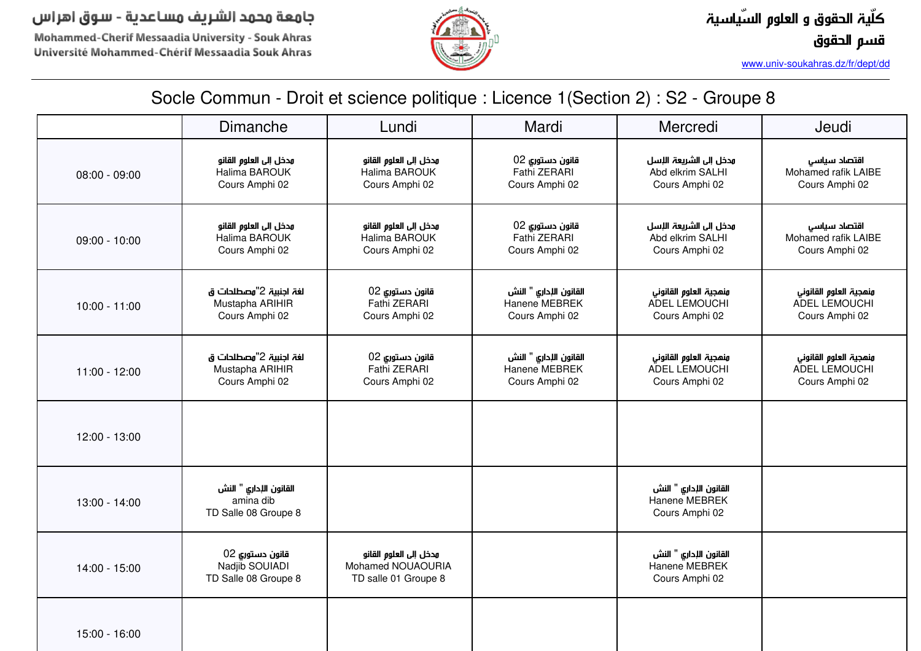جامعة محمد الشريف مساعدية - سوق اهراس
Mohammed-Cherif Messaadia University - Souk Ahras
Université Mohammed-Chérif Messaadia Souk Ahras

كلّية الحقوق و العلوم السّياسية
قسم الحقوق
www.univ-soukahras.dz/fr/dept/dd

# Socle Commun - Droit et science politique : Licence 1(Section 2) : S2 - Groupe 8

| | Dimanche | Lundi | Mardi | Mercredi | Jeudi |
|---|---|---|---|---|---|
| 08:00 - 09:00 | مدخل إلى العلوم القانو<br>Halima BAROUK<br>Cours Amphi 02 | مدخل إلى العلوم القانو<br>Halima BAROUK<br>Cours Amphi 02 | قانون دستوري 02<br>Fathi ZERARI<br>Cours Amphi 02 | مدخل إلى الشريعة الإسل<br>Abd elkrim SALHI<br>Cours Amphi 02 | اقتصاد سياسي<br>Mohamed rafik LAIBE<br>Cours Amphi 02 |
| 09:00 - 10:00 | مدخل إلى العلوم القانو<br>Halima BAROUK<br>Cours Amphi 02 | مدخل إلى العلوم القانو<br>Halima BAROUK<br>Cours Amphi 02 | قانون دستوري 02<br>Fathi ZERARI<br>Cours Amphi 02 | مدخل إلى الشريعة الإسل<br>Abd elkrim SALHI<br>Cours Amphi 02 | اقتصاد سياسي<br>Mohamed rafik LAIBE<br>Cours Amphi 02 |
| 10:00 - 11:00 | لغة اجنبية 2"مصطلحات ق<br>Mustapha ARIHIR<br>Cours Amphi 02 | قانون دستوري 02<br>Fathi ZERARI<br>Cours Amphi 02 | القانون الإداري " النش<br>Hanene MEBREK<br>Cours Amphi 02 | منهجية العلوم القانوني<br>ADEL LEMOUCHI<br>Cours Amphi 02 | منهجية العلوم القانوني<br>ADEL LEMOUCHI<br>Cours Amphi 02 |
| 11:00 - 12:00 | لغة اجنبية 2"مصطلحات ق<br>Mustapha ARIHIR<br>Cours Amphi 02 | قانون دستوري 02<br>Fathi ZERARI<br>Cours Amphi 02 | القانون الإداري " النش<br>Hanene MEBREK<br>Cours Amphi 02 | منهجية العلوم القانوني<br>ADEL LEMOUCHI<br>Cours Amphi 02 | منهجية العلوم القانوني<br>ADEL LEMOUCHI<br>Cours Amphi 02 |
| 12:00 - 13:00 | | | | | |
| 13:00 - 14:00 | القانون الإداري " النش<br>amina dib<br>TD Salle 08 Groupe 8 | | | القانون الإداري " النش<br>Hanene MEBREK<br>Cours Amphi 02 | |
| 14:00 - 15:00 | قانون دستوري 02<br>Nadjib SOUIADI<br>TD Salle 08 Groupe 8 | مدخل إلى العلوم القانو<br>Mohamed NOUAOURIA<br>TD salle 01 Groupe 8 | | القانون الإداري " النش<br>Hanene MEBREK<br>Cours Amphi 02 | |
| 15:00 - 16:00 | | | | | |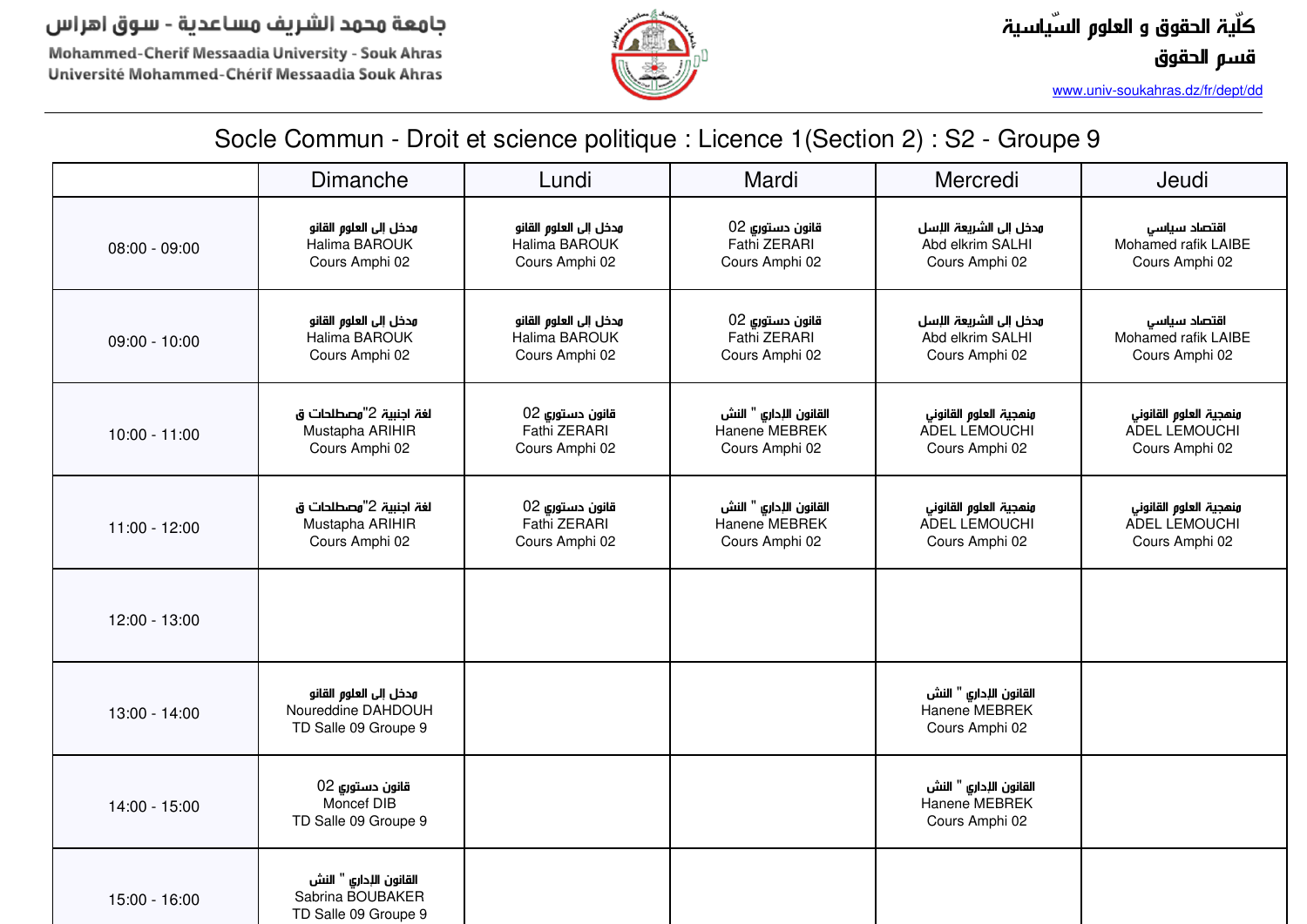جامعة محمد الشريف مساعدية - سوق اهراس
Mohammed-Cherif Messaadia University - Souk Ahras
Université Mohammed-Chérif Messaadia Souk Ahras

كلّية الحقوق و العلوم السّياسية
قسم الحقوق
www.univ-soukahras.dz/fr/dept/dd

# Socle Commun - Droit et science politique : Licence 1(Section 2) : S2 - Groupe 9

| | Dimanche | Lundi | Mardi | Mercredi | Jeudi |
|---|---|---|---|---|---|
| 08:00 - 09:00 | مدخل إلى العلوم القانو Halima BAROUK Cours Amphi 02 | مدخل إلى العلوم القانو Halima BAROUK Cours Amphi 02 | قانون دستوري 02 Fathi ZERARI Cours Amphi 02 | مدخل إلى الشريعة الإسل Abd elkrim SALHI Cours Amphi 02 | اقتصاد سياسي Mohamed rafik LAIBE Cours Amphi 02 |
| 09:00 - 10:00 | مدخل إلى العلوم القانو Halima BAROUK Cours Amphi 02 | مدخل إلى العلوم القانو Halima BAROUK Cours Amphi 02 | قانون دستوري 02 Fathi ZERARI Cours Amphi 02 | مدخل إلى الشريعة الإسل Abd elkrim SALHI Cours Amphi 02 | اقتصاد سياسي Mohamed rafik LAIBE Cours Amphi 02 |
| 10:00 - 11:00 | لغة اجنبية 2"مصطلحات ق Mustapha ARIHIR Cours Amphi 02 | قانون دستوري 02 Fathi ZERARI Cours Amphi 02 | القانون الإداري " النش Hanene MEBREK Cours Amphi 02 | منهجية العلوم القانوني ADEL LEMOUCHI Cours Amphi 02 | منهجية العلوم القانوني ADEL LEMOUCHI Cours Amphi 02 |
| 11:00 - 12:00 | لغة اجنبية 2"مصطلحات ق Mustapha ARIHIR Cours Amphi 02 | قانون دستوري 02 Fathi ZERARI Cours Amphi 02 | القانون الإداري " النش Hanene MEBREK Cours Amphi 02 | منهجية العلوم القانوني ADEL LEMOUCHI Cours Amphi 02 | منهجية العلوم القانوني ADEL LEMOUCHI Cours Amphi 02 |
| 12:00 - 13:00 | | | | | |
| 13:00 - 14:00 | مدخل إلى العلوم القانو Noureddine DAHDOUH TD Salle 09 Groupe 9 | | | القانون الإداري " النش Hanene MEBREK Cours Amphi 02 | |
| 14:00 - 15:00 | قانون دستوري 02 Moncef DIB TD Salle 09 Groupe 9 | | | القانون الإداري " النش Hanene MEBREK Cours Amphi 02 | |
| 15:00 - 16:00 | القانون الإداري " النش Sabrina BOUBAKER TD Salle 09 Groupe 9 | | | | |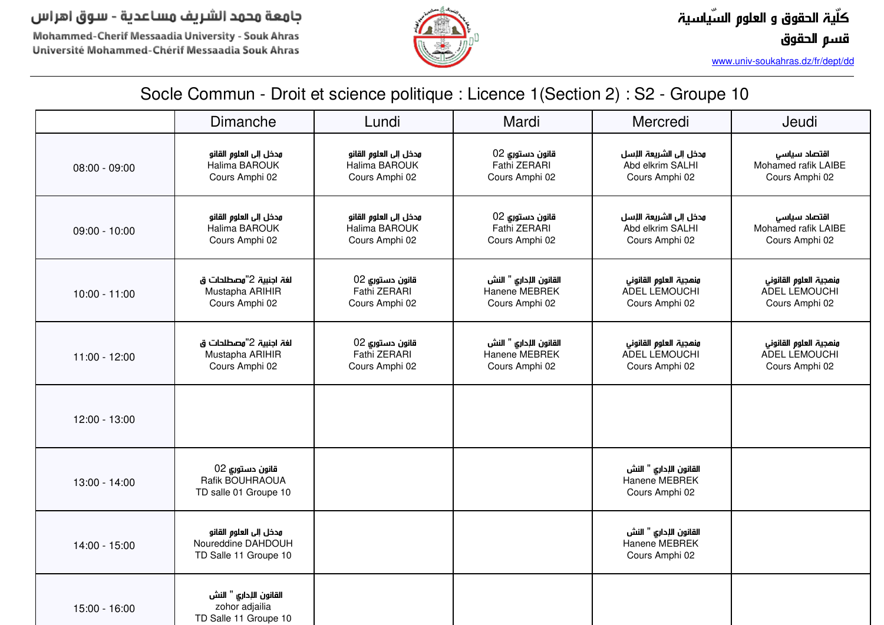جامعة محمد الشريف مساعدية - سوق اهراس
Mohammed-Cherif Messaadia University - Souk Ahras
Université Mohammed-Chérif Messaadia Souk Ahras

كلّية الحقوق و العلوم السّياسية
قسم الحقوق
www.univ-soukahras.dz/fr/dept/dd

## Socle Commun - Droit et science politique : Licence 1(Section 2) : S2 - Groupe 10

| | Dimanche | Lundi | Mardi | Mercredi | Jeudi |
|---|---|---|---|---|---|
| 08:00 - 09:00 | مدخل إلى العلوم القانو<br>Halima BAROUK<br>Cours Amphi 02 | مدخل إلى العلوم القانو<br>Halima BAROUK<br>Cours Amphi 02 | قانون دستوري 02<br>Fathi ZERARI<br>Cours Amphi 02 | مدخل إلى الشريعة الإسل<br>Abd elkrim SALHI<br>Cours Amphi 02 | اقتصاد سياسي<br>Mohamed rafik LAIBE<br>Cours Amphi 02 |
| 09:00 - 10:00 | مدخل إلى العلوم القانو<br>Halima BAROUK<br>Cours Amphi 02 | مدخل إلى العلوم القانو<br>Halima BAROUK<br>Cours Amphi 02 | قانون دستوري 02<br>Fathi ZERARI<br>Cours Amphi 02 | مدخل إلى الشريعة الإسل<br>Abd elkrim SALHI<br>Cours Amphi 02 | اقتصاد سياسي<br>Mohamed rafik LAIBE<br>Cours Amphi 02 |
| 10:00 - 11:00 | لغة اجنبية 2"مصطلحات ق<br>Mustapha ARIHIR<br>Cours Amphi 02 | قانون دستوري 02<br>Fathi ZERARI<br>Cours Amphi 02 | القانون الإداري " النش<br>Hanene MEBREK<br>Cours Amphi 02 | منهجية العلوم القانوني<br>ADEL LEMOUCHI<br>Cours Amphi 02 | منهجية العلوم القانوني<br>ADEL LEMOUCHI<br>Cours Amphi 02 |
| 11:00 - 12:00 | لغة اجنبية 2"مصطلحات ق<br>Mustapha ARIHIR<br>Cours Amphi 02 | قانون دستوري 02<br>Fathi ZERARI<br>Cours Amphi 02 | القانون الإداري " النش<br>Hanene MEBREK<br>Cours Amphi 02 | منهجية العلوم القانوني<br>ADEL LEMOUCHI<br>Cours Amphi 02 | منهجية العلوم القانوني<br>ADEL LEMOUCHI<br>Cours Amphi 02 |
| 12:00 - 13:00 | | | | | |
| 13:00 - 14:00 | قانون دستوري 02<br>Rafik BOUHRAOUA<br>TD salle 01 Groupe 10 | | | القانون الإداري " النش<br>Hanene MEBREK<br>Cours Amphi 02 | |
| 14:00 - 15:00 | مدخل إلى العلوم القانو<br>Noureddine DAHDOUH<br>TD Salle 11 Groupe 10 | | | القانون الإداري " النش<br>Hanene MEBREK<br>Cours Amphi 02 | |
| 15:00 - 16:00 | القانون الإداري " النش<br>zohor adjailia<br>TD Salle 11 Groupe 10 | | | | |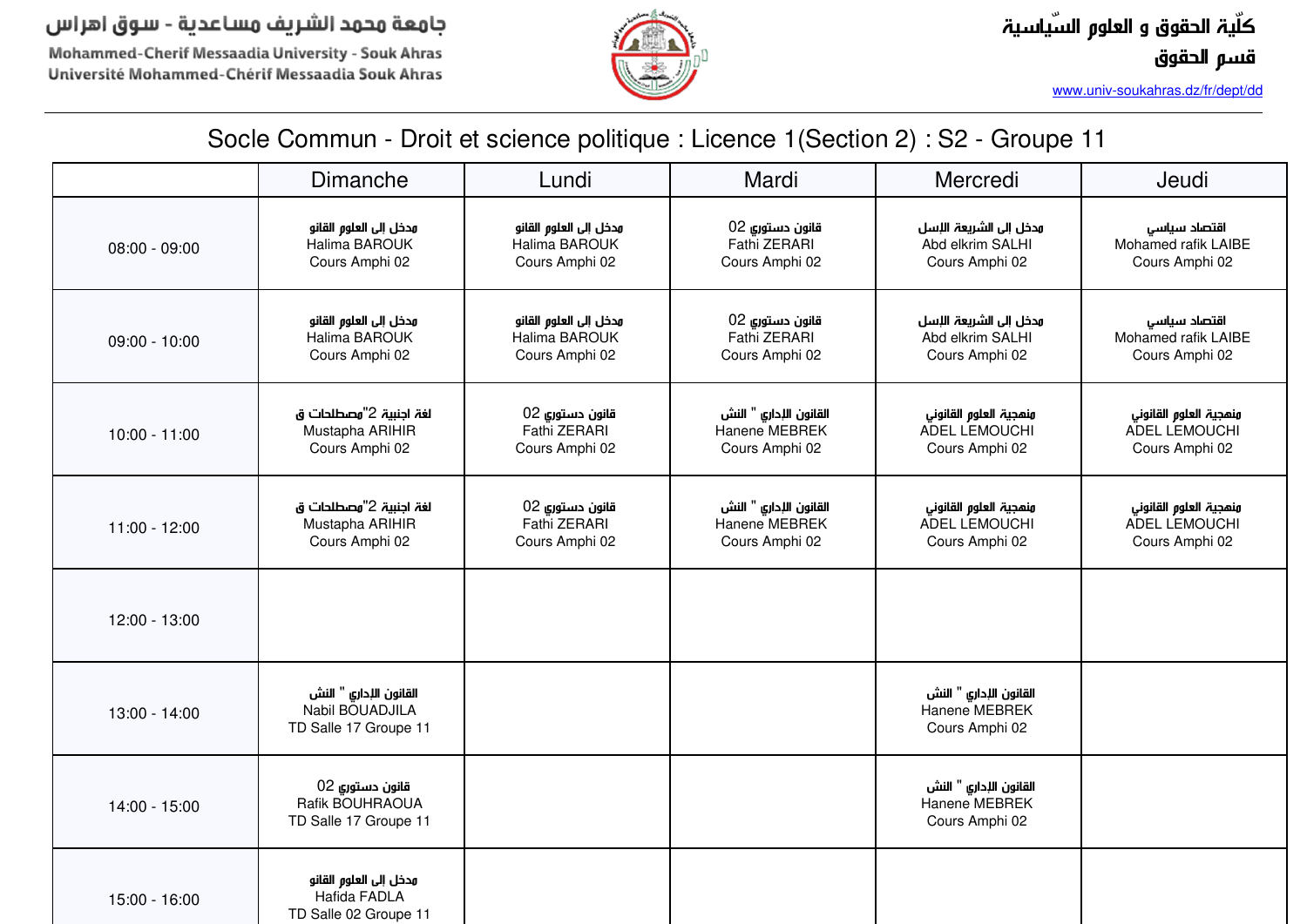جامعة محمد الشريف مساعدية - سوق اهراس

Mohammed-Cherif Messaadia University - Souk Ahras

Université Mohammed-Chérif Messaadia Souk Ahras

كلّية الحقوق و العلوم السّياسية

قسم الحقوق

www.univ-soukahras.dz/fr/dept/dd

## Socle Commun - Droit et science politique : Licence 1(Section 2) : S2 - Groupe 11

| | Dimanche | Lundi | Mardi | Mercredi | Jeudi |
|---|---|---|---|---|---|
| 08:00 - 09:00 | مدخل إلى العلوم القانو<br>Halima BAROUK<br>Cours Amphi 02 | مدخل إلى العلوم القانو<br>Halima BAROUK<br>Cours Amphi 02 | قانون دستوري 02<br>Fathi ZERARI<br>Cours Amphi 02 | مدخل إلى الشريعة الإسل<br>Abd elkrim SALHI<br>Cours Amphi 02 | اقتصاد سياسي<br>Mohamed rafik LAIBE<br>Cours Amphi 02 |
| 09:00 - 10:00 | مدخل إلى العلوم القانو<br>Halima BAROUK<br>Cours Amphi 02 | مدخل إلى العلوم القانو<br>Halima BAROUK<br>Cours Amphi 02 | قانون دستوري 02<br>Fathi ZERARI<br>Cours Amphi 02 | مدخل إلى الشريعة الإسل<br>Abd elkrim SALHI<br>Cours Amphi 02 | اقتصاد سياسي<br>Mohamed rafik LAIBE<br>Cours Amphi 02 |
| 10:00 - 11:00 | لغة اجنبية 2"مصطلحات ق<br>Mustapha ARIHIR<br>Cours Amphi 02 | قانون دستوري 02<br>Fathi ZERARI<br>Cours Amphi 02 | القانون الإداري " النش<br>Hanene MEBREK<br>Cours Amphi 02 | منهجية العلوم القانوني<br>ADEL LEMOUCHI<br>Cours Amphi 02 | منهجية العلوم القانوني<br>ADEL LEMOUCHI<br>Cours Amphi 02 |
| 11:00 - 12:00 | لغة اجنبية 2"مصطلحات ق<br>Mustapha ARIHIR<br>Cours Amphi 02 | قانون دستوري 02<br>Fathi ZERARI<br>Cours Amphi 02 | القانون الإداري " النش<br>Hanene MEBREK<br>Cours Amphi 02 | منهجية العلوم القانوني<br>ADEL LEMOUCHI<br>Cours Amphi 02 | منهجية العلوم القانوني<br>ADEL LEMOUCHI<br>Cours Amphi 02 |
| 12:00 - 13:00 | | | | | |
| 13:00 - 14:00 | القانون الإداري " النش<br>Nabil BOUADJILA<br>TD Salle 17 Groupe 11 | | | القانون الإداري " النش<br>Hanene MEBREK<br>Cours Amphi 02 | |
| 14:00 - 15:00 | قانون دستوري 02<br>Rafik BOUHRAOUA<br>TD Salle 17 Groupe 11 | | | القانون الإداري " النش<br>Hanene MEBREK<br>Cours Amphi 02 | |
| 15:00 - 16:00 | مدخل إلى العلوم القانو<br>Hafida FADLA<br>TD Salle 02 Groupe 11 | | | | |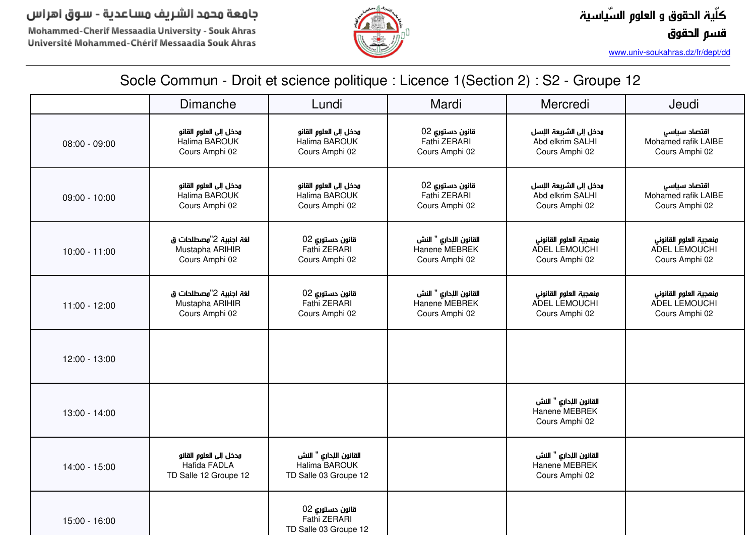جامعة محمد الشريف مساعدية - سوق اهراس
Mohammed-Cherif Messaadia University - Souk Ahras
Université Mohammed-Chérif Messaadia Souk Ahras

كلّية الحقوق و العلوم السّياسية
قسم الحقوق
www.univ-soukahras.dz/fr/dept/dd

# Socle Commun - Droit et science politique : Licence 1(Section 2) : S2 - Groupe 12

| | Dimanche | Lundi | Mardi | Mercredi | Jeudi |
|---|---|---|---|---|---|
| 08:00 - 09:00 | مدخل إلى العلوم القانو<br>Halima BAROUK<br>Cours Amphi 02 | مدخل إلى العلوم القانو<br>Halima BAROUK<br>Cours Amphi 02 | قانون دستوري 02<br>Fathi ZERARI<br>Cours Amphi 02 | مدخل إلى الشريعة الإسل<br>Abd elkrim SALHI<br>Cours Amphi 02 | اقتصاد سياسي<br>Mohamed rafik LAIBE<br>Cours Amphi 02 |
| 09:00 - 10:00 | مدخل إلى العلوم القانو<br>Halima BAROUK<br>Cours Amphi 02 | مدخل إلى العلوم القانو<br>Halima BAROUK<br>Cours Amphi 02 | قانون دستوري 02<br>Fathi ZERARI<br>Cours Amphi 02 | مدخل إلى الشريعة الإسل<br>Abd elkrim SALHI<br>Cours Amphi 02 | اقتصاد سياسي<br>Mohamed rafik LAIBE<br>Cours Amphi 02 |
| 10:00 - 11:00 | لغة اجنبية 2"مصطلحات ق<br>Mustapha ARIHIR<br>Cours Amphi 02 | قانون دستوري 02<br>Fathi ZERARI<br>Cours Amphi 02 | القانون الإداري " النش<br>Hanene MEBREK<br>Cours Amphi 02 | منهجية العلوم القانوني<br>ADEL LEMOUCHI<br>Cours Amphi 02 | منهجية العلوم القانوني<br>ADEL LEMOUCHI<br>Cours Amphi 02 |
| 11:00 - 12:00 | لغة اجنبية 2"مصطلحات ق<br>Mustapha ARIHIR<br>Cours Amphi 02 | قانون دستوري 02<br>Fathi ZERARI<br>Cours Amphi 02 | القانون الإداري " النش<br>Hanene MEBREK<br>Cours Amphi 02 | منهجية العلوم القانوني<br>ADEL LEMOUCHI<br>Cours Amphi 02 | منهجية العلوم القانوني<br>ADEL LEMOUCHI<br>Cours Amphi 02 |
| 12:00 - 13:00 | | | | | |
| 13:00 - 14:00 | | | | القانون الإداري " النش<br>Hanene MEBREK<br>Cours Amphi 02 | |
| 14:00 - 15:00 | مدخل إلى العلوم القانو<br>Hafida FADLA<br>TD Salle 12 Groupe 12 | القانون الإداري " النش<br>Halima BAROUK<br>TD Salle 03 Groupe 12 | | القانون الإداري " النش<br>Hanene MEBREK<br>Cours Amphi 02 | |
| 15:00 - 16:00 | | قانون دستوري 02<br>Fathi ZERARI<br>TD Salle 03 Groupe 12 | | | |